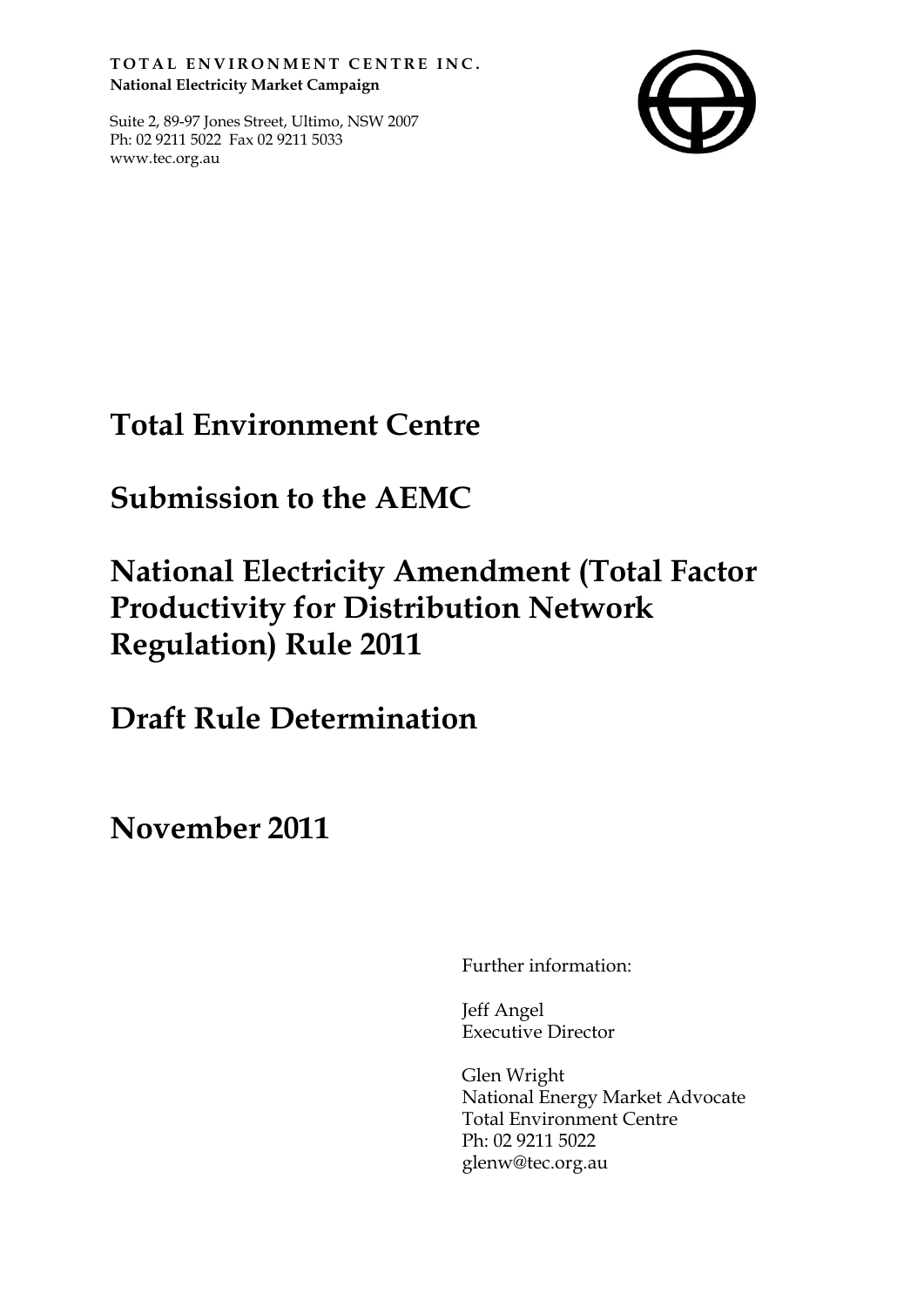**TOTAL ENVIRONMENT CENTRE INC.**
**National Electricity Market Campaign**

Suite 2, 89-97 Jones Street, Ultimo, NSW 2007
Ph: 02 9211 5022 Fax 02 9211 5033
www.tec.org.au

# Total Environment Centre

# Submission to the AEMC

# National Electricity Amendment (Total Factor Productivity for Distribution Network Regulation) Rule 2011

# Draft Rule Determination

# November 2011

Further information:

Jeff Angel
Executive Director

Glen Wright
National Energy Market Advocate
Total Environment Centre
Ph: 02 9211 5022
glenw@tec.org.au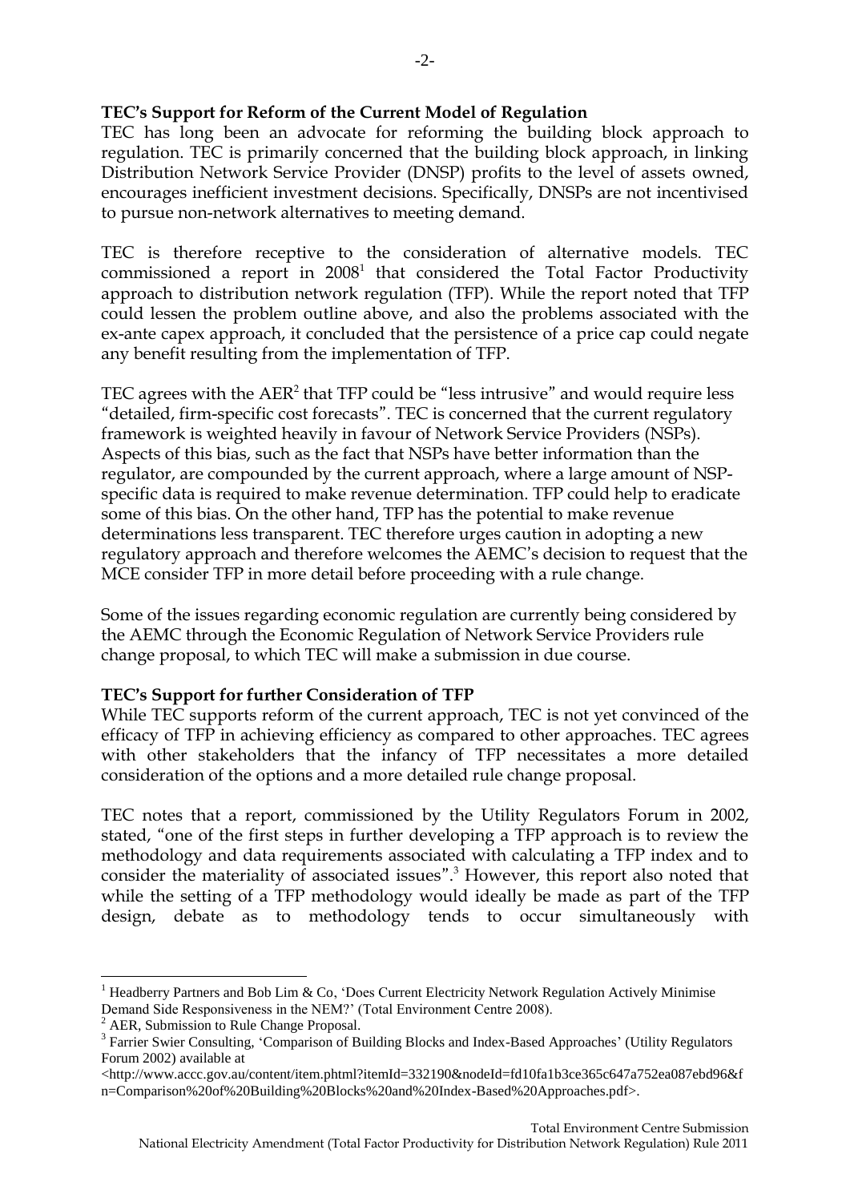**TEC's Support for Reform of the Current Model of Regulation**

TEC has long been an advocate for reforming the building block approach to regulation. TEC is primarily concerned that the building block approach, in linking Distribution Network Service Provider (DNSP) profits to the level of assets owned, encourages inefficient investment decisions. Specifically, DNSPs are not incentivised to pursue non-network alternatives to meeting demand.

TEC is therefore receptive to the consideration of alternative models. TEC commissioned a report in 2008[1] that considered the Total Factor Productivity approach to distribution network regulation (TFP). While the report noted that TFP could lessen the problem outline above, and also the problems associated with the ex-ante capex approach, it concluded that the persistence of a price cap could negate any benefit resulting from the implementation of TFP.

TEC agrees with the AER[2] that TFP could be "less intrusive" and would require less "detailed, firm-specific cost forecasts". TEC is concerned that the current regulatory framework is weighted heavily in favour of Network Service Providers (NSPs). Aspects of this bias, such as the fact that NSPs have better information than the regulator, are compounded by the current approach, where a large amount of NSP-specific data is required to make revenue determination. TFP could help to eradicate some of this bias. On the other hand, TFP has the potential to make revenue determinations less transparent. TEC therefore urges caution in adopting a new regulatory approach and therefore welcomes the AEMC's decision to request that the MCE consider TFP in more detail before proceeding with a rule change.

Some of the issues regarding economic regulation are currently being considered by the AEMC through the Economic Regulation of Network Service Providers rule change proposal, to which TEC will make a submission in due course.

**TEC's Support for further Consideration of TFP**

While TEC supports reform of the current approach, TEC is not yet convinced of the efficacy of TFP in achieving efficiency as compared to other approaches. TEC agrees with other stakeholders that the infancy of TFP necessitates a more detailed consideration of the options and a more detailed rule change proposal.

TEC notes that a report, commissioned by the Utility Regulators Forum in 2002, stated, "one of the first steps in further developing a TFP approach is to review the methodology and data requirements associated with calculating a TFP index and to consider the materiality of associated issues".[3] However, this report also noted that while the setting of a TFP methodology would ideally be made as part of the TFP design, debate as to methodology tends to occur simultaneously with

---

[1] Headberry Partners and Bob Lim & Co, 'Does Current Electricity Network Regulation Actively Minimise Demand Side Responsiveness in the NEM?' (Total Environment Centre 2008).

[2] AER, Submission to Rule Change Proposal.

[3] Farrier Swier Consulting, 'Comparison of Building Blocks and Index-Based Approaches' (Utility Regulators Forum 2002) available at <http://www.accc.gov.au/content/item.phtml?itemId=332190&nodeId=fd10fa1b3ce365c647a752ea087ebd96&fn=Comparison%20of%20Building%20Blocks%20and%20Index-Based%20Approaches.pdf>.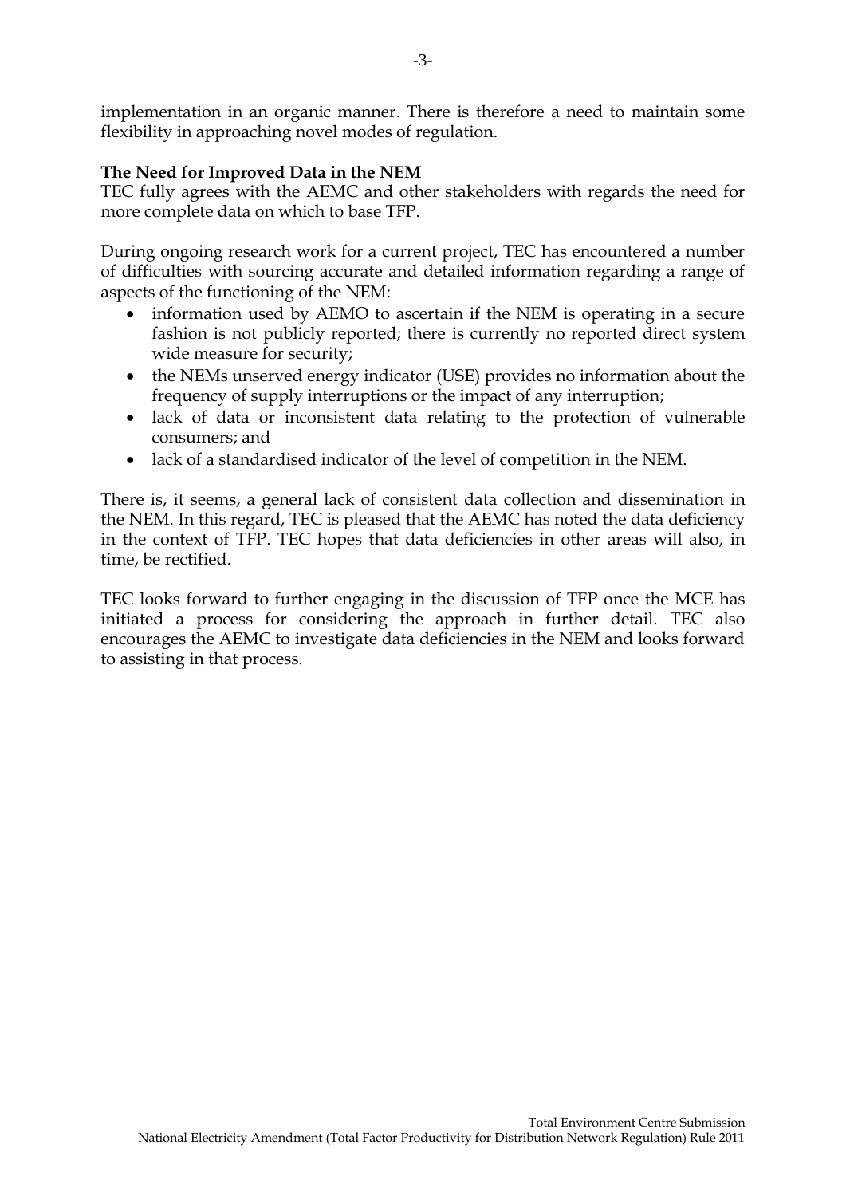implementation in an organic manner. There is therefore a need to maintain some flexibility in approaching novel modes of regulation.

**The Need for Improved Data in the NEM**

TEC fully agrees with the AEMC and other stakeholders with regards the need for more complete data on which to base TFP.

During ongoing research work for a current project, TEC has encountered a number of difficulties with sourcing accurate and detailed information regarding a range of aspects of the functioning of the NEM:

- information used by AEMO to ascertain if the NEM is operating in a secure fashion is not publicly reported; there is currently no reported direct system wide measure for security;
- the NEMs unserved energy indicator (USE) provides no information about the frequency of supply interruptions or the impact of any interruption;
- lack of data or inconsistent data relating to the protection of vulnerable consumers; and
- lack of a standardised indicator of the level of competition in the NEM.

There is, it seems, a general lack of consistent data collection and dissemination in the NEM. In this regard, TEC is pleased that the AEMC has noted the data deficiency in the context of TFP. TEC hopes that data deficiencies in other areas will also, in time, be rectified.

TEC looks forward to further engaging in the discussion of TFP once the MCE has initiated a process for considering the approach in further detail. TEC also encourages the AEMC to investigate data deficiencies in the NEM and looks forward to assisting in that process.